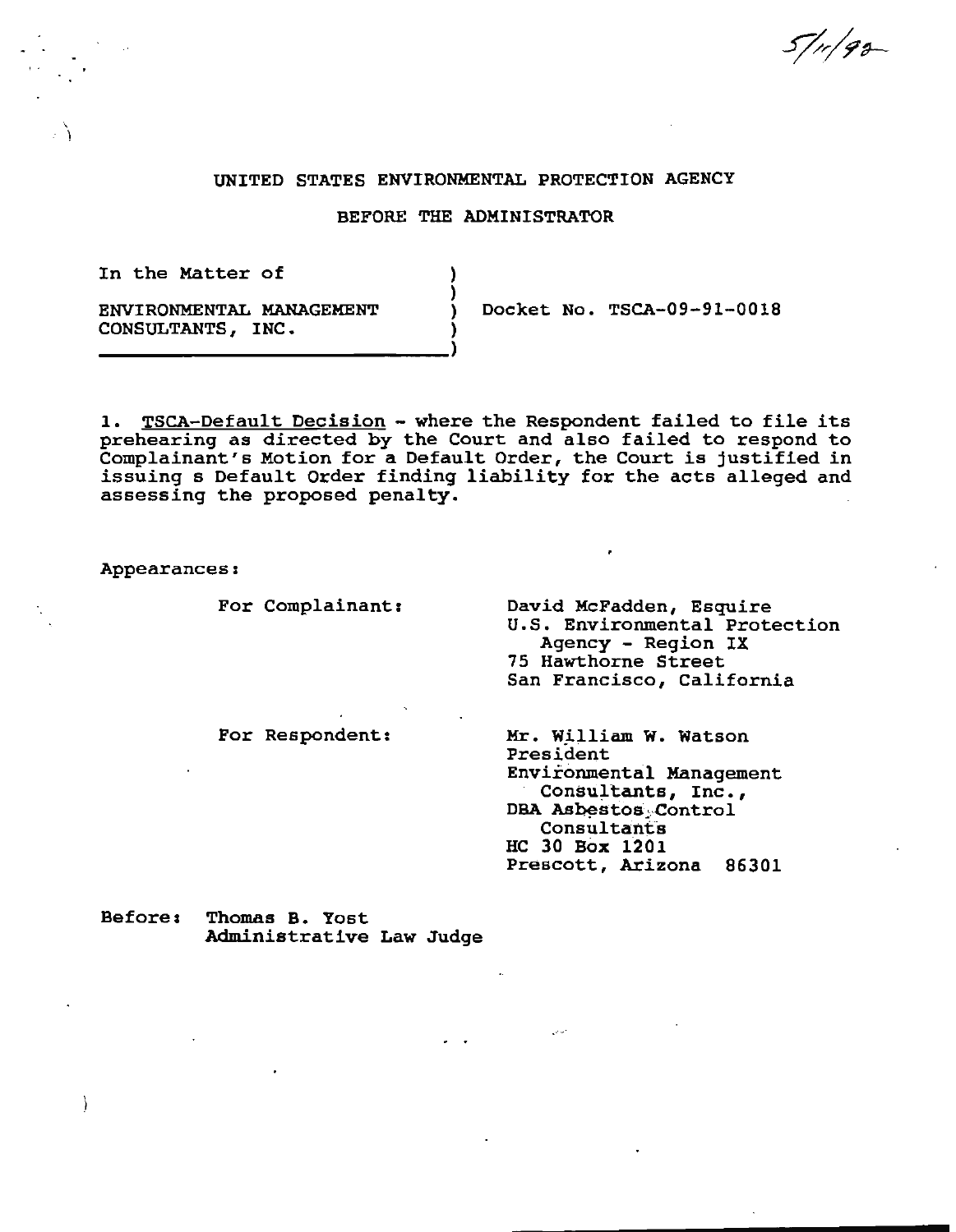5/11/92

UNITED STATES ENVIRONMENTAL PROTECTION AGENCY

BEFORE THE ADMINISTRATOR

| In the Matter of | | |
|---|---|---|
| ENVIRONMENTAL MANAGEMENT CONSULTANTS, INC. | ) | Docket No. TSCA-09-91-0018 |

1. TSCA-Default Decision - where the Respondent failed to file its prehearing as directed by the Court and also failed to respond to Complainant's Motion for a Default Order, the Court is justified in issuing s Default Order finding liability for the acts alleged and assessing the proposed penalty.

Appearances:

For Complainant:

David McFadden, Esquire
U.S. Environmental Protection Agency - Region IX
75 Hawthorne Street
San Francisco, California

For Respondent:

Mr. William W. Watson
President
Environmental Management Consultants, Inc.,
DBA Asbestos Control Consultants
HC 30 Box 1201
Prescott, Arizona 86301

Before: Thomas B. Yost
Administrative Law Judge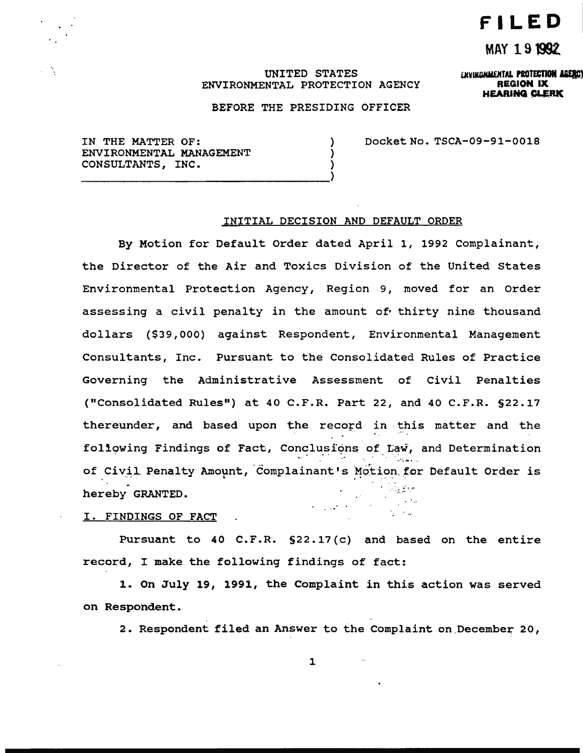**FILED**

**MAY 19 1992**

**ENVIRONMENTAL PROTECTION AGENCY REGION IX HEARING CLERK**

UNITED STATES
ENVIRONMENTAL PROTECTION AGENCY

BEFORE THE PRESIDING OFFICER

IN THE MATTER OF:
ENVIRONMENTAL MANAGEMENT
CONSULTANTS, INC.

Docket No. TSCA-09-91-0018

INITIAL DECISION AND DEFAULT ORDER

By Motion for Default Order dated April 1, 1992 Complainant, the Director of the Air and Toxics Division of the United States Environmental Protection Agency, Region 9, moved for an Order assessing a civil penalty in the amount of thirty nine thousand dollars ($39,000) against Respondent, Environmental Management Consultants, Inc. Pursuant to the Consolidated Rules of Practice Governing the Administrative Assessment of Civil Penalties ("Consolidated Rules") at 40 C.F.R. Part 22, and 40 C.F.R. §22.17 thereunder, and based upon the record in this matter and the following Findings of Fact, Conclusions of Law, and Determination of Civil Penalty Amount, Complainant's Motion for Default Order is hereby GRANTED.

I. FINDINGS OF FACT

Pursuant to 40 C.F.R. §22.17(c) and based on the entire record, I make the following findings of fact:

1. On July 19, 1991, the Complaint in this action was served on Respondent.

2. Respondent filed an Answer to the Complaint on December 20,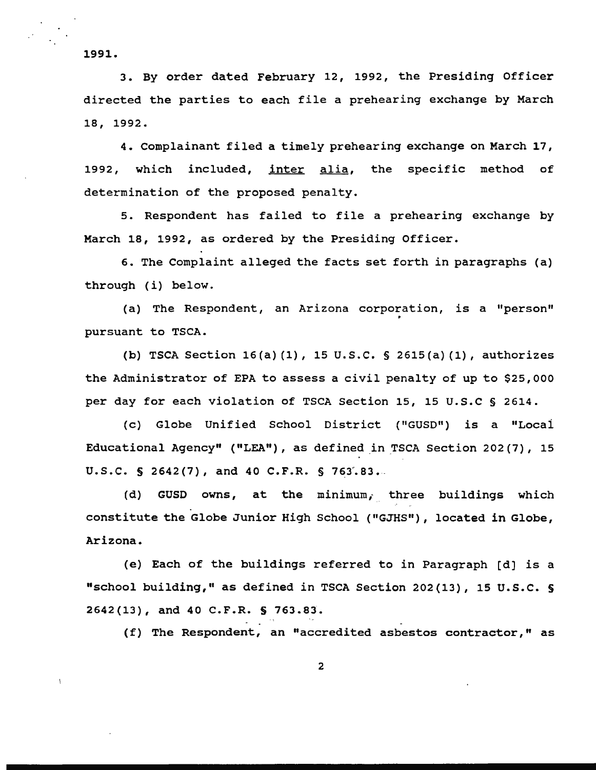1991.

3. By order dated February 12, 1992, the Presiding Officer directed the parties to each file a prehearing exchange by March 18, 1992.

4. Complainant filed a timely prehearing exchange on March 17, 1992, which included, inter alia, the specific method of determination of the proposed penalty.

5. Respondent has failed to file a prehearing exchange by March 18, 1992, as ordered by the Presiding Officer.

6. The Complaint alleged the facts set forth in paragraphs (a) through (i) below.

(a) The Respondent, an Arizona corporation, is a "person" pursuant to TSCA.

(b) TSCA Section 16(a)(1), 15 U.S.C. § 2615(a)(1), authorizes the Administrator of EPA to assess a civil penalty of up to $25,000 per day for each violation of TSCA Section 15, 15 U.S.C § 2614.

(c) Globe Unified School District ("GUSD") is a "Local Educational Agency" ("LEA"), as defined in TSCA Section 202(7), 15 U.S.C. § 2642(7), and 40 C.F.R. § 763.83.

(d) GUSD owns, at the minimum, three buildings which constitute the Globe Junior High School ("GJHS"), located in Globe, Arizona.

(e) Each of the buildings referred to in Paragraph [d] is a "school building," as defined in TSCA Section 202(13), 15 U.S.C. § 2642(13), and 40 C.F.R. § 763.83.

(f) The Respondent, an "accredited asbestos contractor," as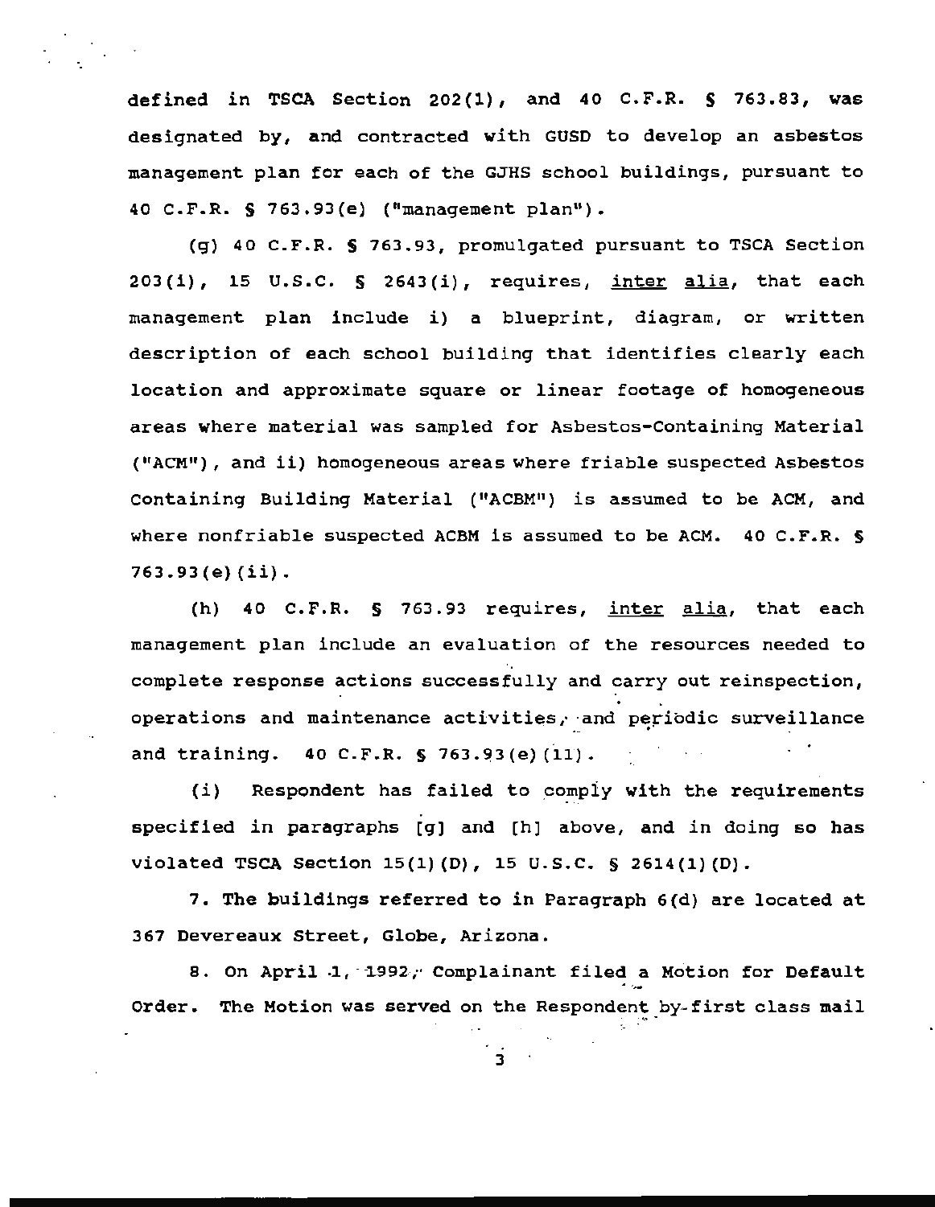defined in TSCA Section 202(1), and 40 C.F.R. § 763.83, was designated by, and contracted with GUSD to develop an asbestos management plan for each of the GJHS school buildings, pursuant to 40 C.F.R. § 763.93(e) ("management plan").

(g) 40 C.F.R. § 763.93, promulgated pursuant to TSCA Section 203(i), 15 U.S.C. § 2643(i), requires, inter alia, that each management plan include i) a blueprint, diagram, or written description of each school building that identifies clearly each location and approximate square or linear footage of homogeneous areas where material was sampled for Asbestos-Containing Material ("ACM"), and ii) homogeneous areas where friable suspected Asbestos Containing Building Material ("ACBM") is assumed to be ACM, and where nonfriable suspected ACBM is assumed to be ACM. 40 C.F.R. § 763.93(e)(ii).

(h) 40 C.F.R. § 763.93 requires, inter alia, that each management plan include an evaluation of the resources needed to complete response actions successfully and carry out reinspection, operations and maintenance activities, and periodic surveillance and training. 40 C.F.R. § 763.93(e)(11).

(i) Respondent has failed to comply with the requirements specified in paragraphs [g] and [h] above, and in doing so has violated TSCA Section 15(1)(D), 15 U.S.C. § 2614(1)(D).

7. The buildings referred to in Paragraph 6(d) are located at 367 Devereaux Street, Globe, Arizona.

8. On April 1, 1992, Complainant filed a Motion for Default Order. The Motion was served on the Respondent by first class mail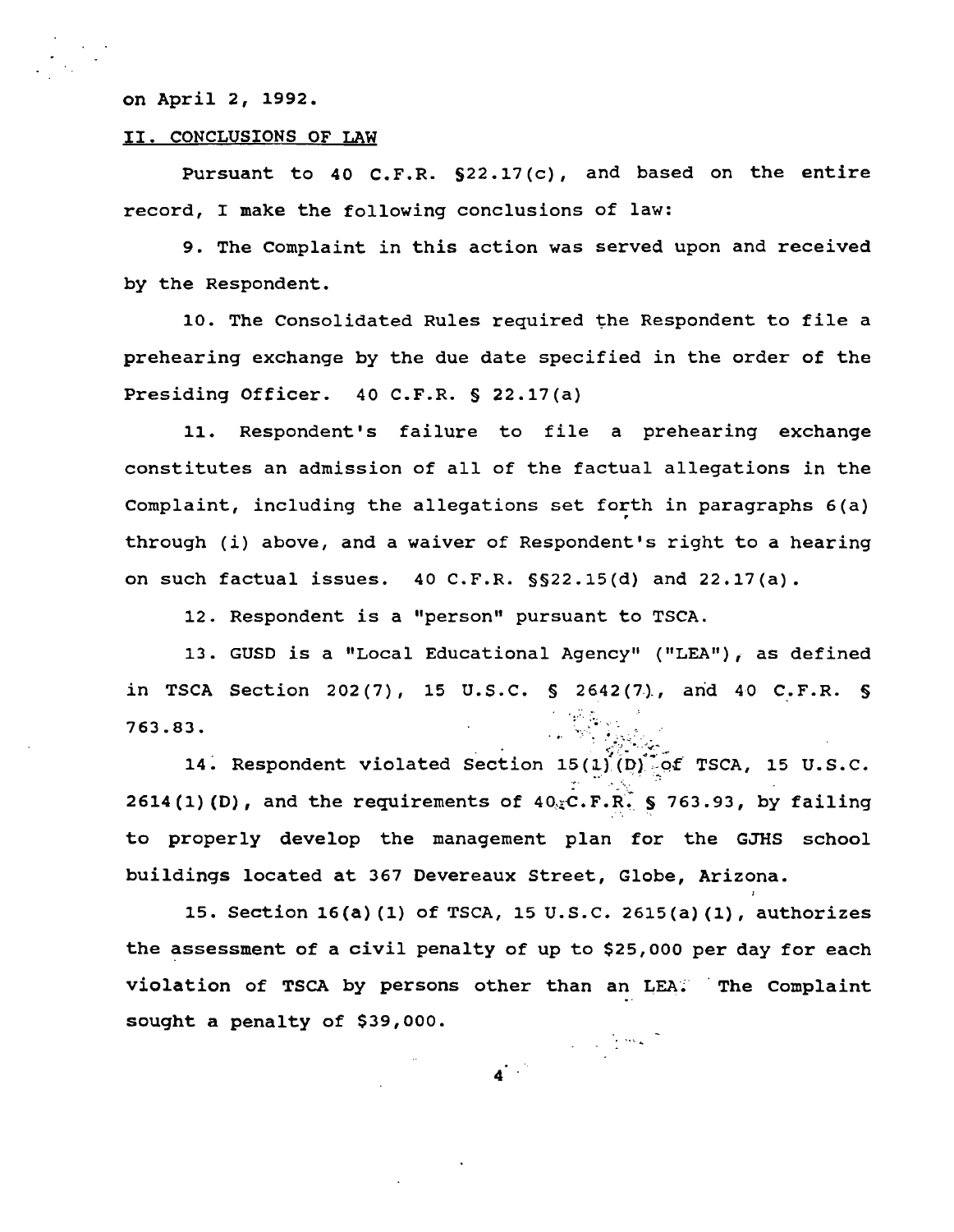on April 2, 1992.

II. CONCLUSIONS OF LAW

Pursuant to 40 C.F.R. §22.17(c), and based on the entire record, I make the following conclusions of law:

9. The Complaint in this action was served upon and received by the Respondent.

10. The Consolidated Rules required the Respondent to file a prehearing exchange by the due date specified in the order of the Presiding Officer. 40 C.F.R. § 22.17(a)

11. Respondent's failure to file a prehearing exchange constitutes an admission of all of the factual allegations in the Complaint, including the allegations set forth in paragraphs 6(a) through (i) above, and a waiver of Respondent's right to a hearing on such factual issues. 40 C.F.R. §§22.15(d) and 22.17(a).

12. Respondent is a "person" pursuant to TSCA.

13. GUSD is a "Local Educational Agency" ("LEA"), as defined in TSCA Section 202(7), 15 U.S.C. § 2642(7), and 40 C.F.R. § 763.83.

14. Respondent violated Section 15(1)(D) of TSCA, 15 U.S.C. 2614(1)(D), and the requirements of 40 C.F.R. § 763.93, by failing to properly develop the management plan for the GJHS school buildings located at 367 Devereaux Street, Globe, Arizona.

15. Section 16(a)(1) of TSCA, 15 U.S.C. 2615(a)(1), authorizes the assessment of a civil penalty of up to $25,000 per day for each violation of TSCA by persons other than an LEA. The Complaint sought a penalty of $39,000.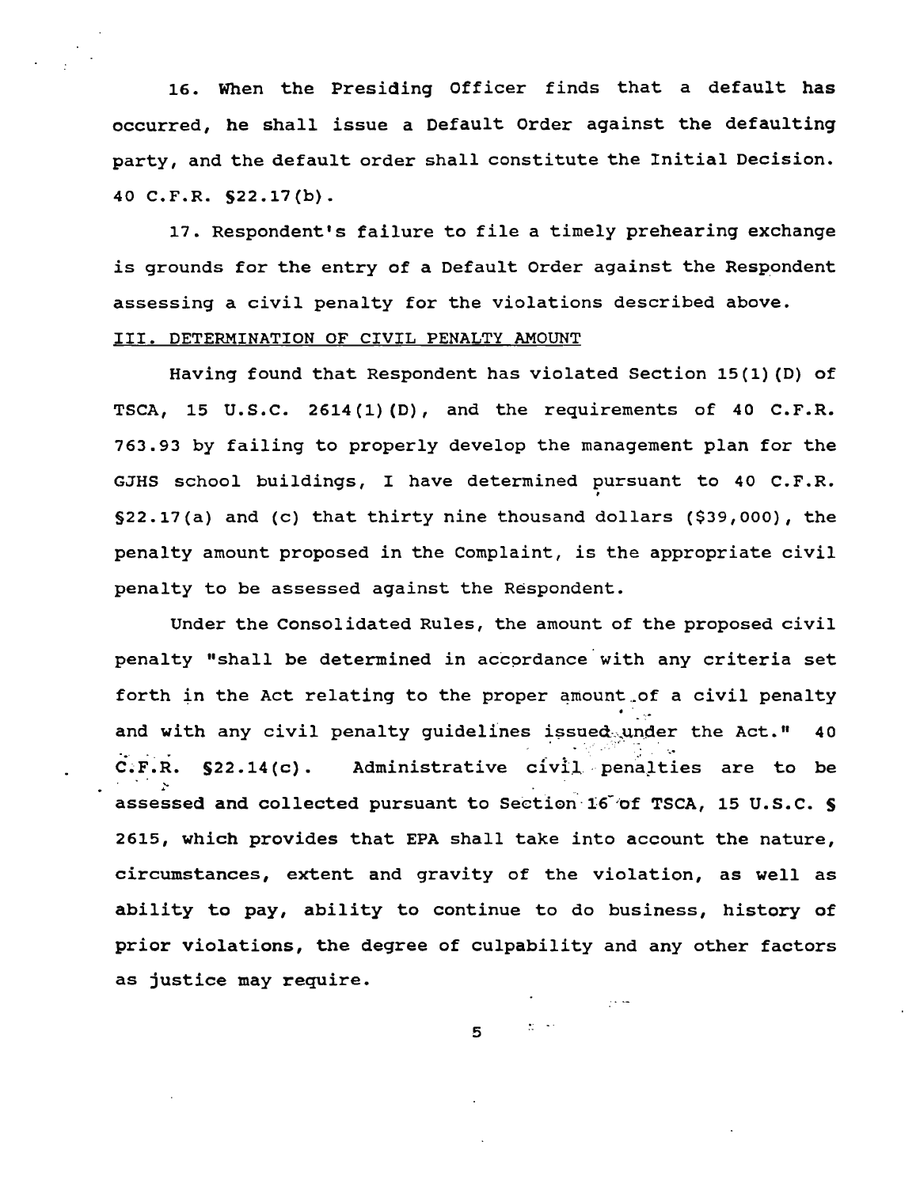16. When the Presiding Officer finds that a default has occurred, he shall issue a Default Order against the defaulting party, and the default order shall constitute the Initial Decision. 40 C.F.R. §22.17(b).

17. Respondent's failure to file a timely prehearing exchange is grounds for the entry of a Default Order against the Respondent assessing a civil penalty for the violations described above.

## III. DETERMINATION OF CIVIL PENALTY AMOUNT

Having found that Respondent has violated Section 15(1)(D) of TSCA, 15 U.S.C. 2614(1)(D), and the requirements of 40 C.F.R. 763.93 by failing to properly develop the management plan for the GJHS school buildings, I have determined pursuant to 40 C.F.R. §22.17(a) and (c) that thirty nine thousand dollars ($39,000), the penalty amount proposed in the Complaint, is the appropriate civil penalty to be assessed against the Respondent.

Under the Consolidated Rules, the amount of the proposed civil penalty "shall be determined in accordance with any criteria set forth in the Act relating to the proper amount of a civil penalty and with any civil penalty guidelines issued under the Act." 40 C.F.R. §22.14(c). Administrative civil penalties are to be assessed and collected pursuant to Section 16 of TSCA, 15 U.S.C. § 2615, which provides that EPA shall take into account the nature, circumstances, extent and gravity of the violation, as well as ability to pay, ability to continue to do business, history of prior violations, the degree of culpability and any other factors as justice may require.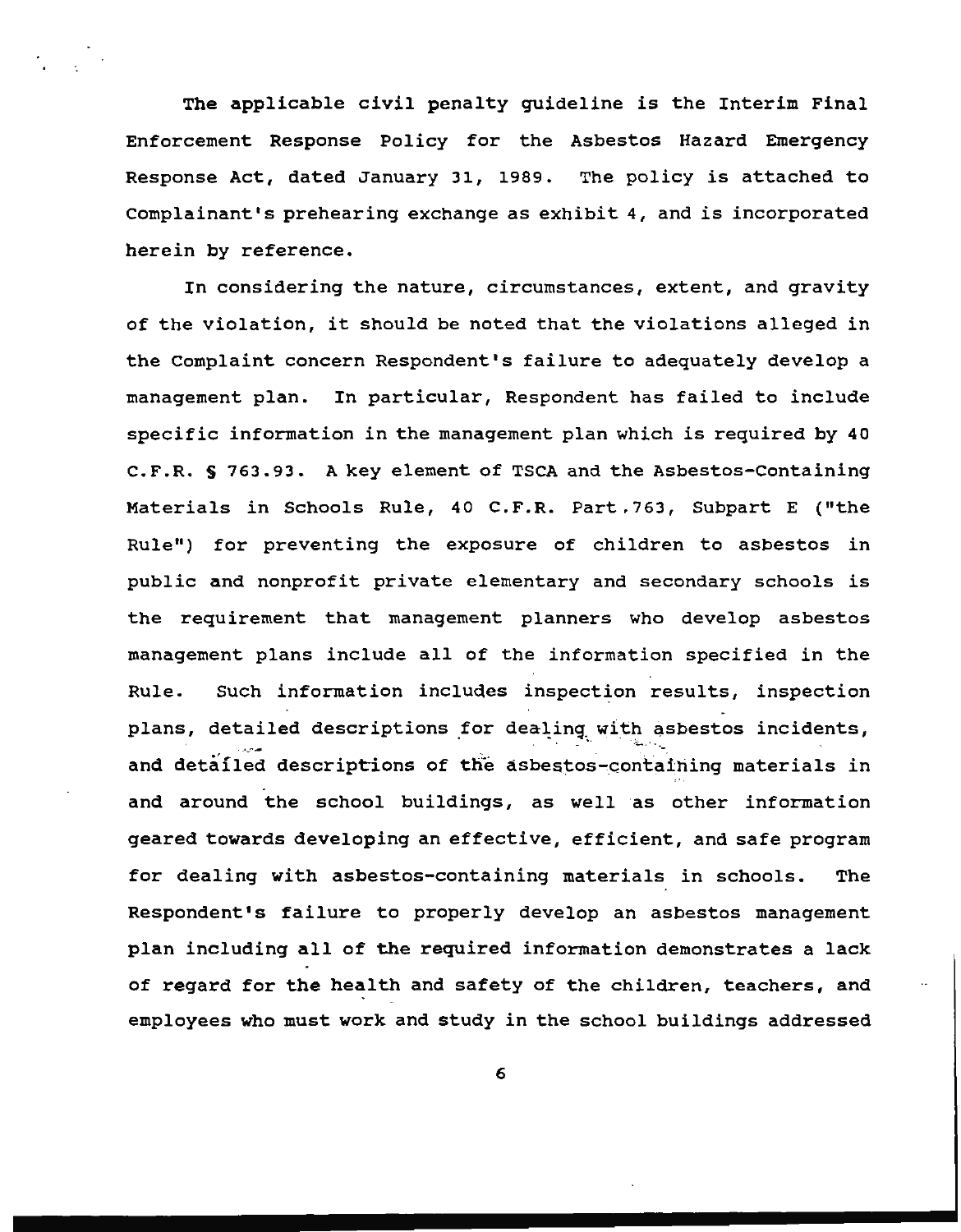The applicable civil penalty guideline is the Interim Final Enforcement Response Policy for the Asbestos Hazard Emergency Response Act, dated January 31, 1989. The policy is attached to Complainant's prehearing exchange as exhibit 4, and is incorporated herein by reference.

In considering the nature, circumstances, extent, and gravity of the violation, it should be noted that the violations alleged in the Complaint concern Respondent's failure to adequately develop a management plan. In particular, Respondent has failed to include specific information in the management plan which is required by 40 C.F.R. § 763.93. A key element of TSCA and the Asbestos-Containing Materials in Schools Rule, 40 C.F.R. Part 763, Subpart E ("the Rule") for preventing the exposure of children to asbestos in public and nonprofit private elementary and secondary schools is the requirement that management planners who develop asbestos management plans include all of the information specified in the Rule. Such information includes inspection results, inspection plans, detailed descriptions for dealing with asbestos incidents, and detailed descriptions of the asbestos-containing materials in and around the school buildings, as well as other information geared towards developing an effective, efficient, and safe program for dealing with asbestos-containing materials in schools. The Respondent's failure to properly develop an asbestos management plan including all of the required information demonstrates a lack of regard for the health and safety of the children, teachers, and employees who must work and study in the school buildings addressed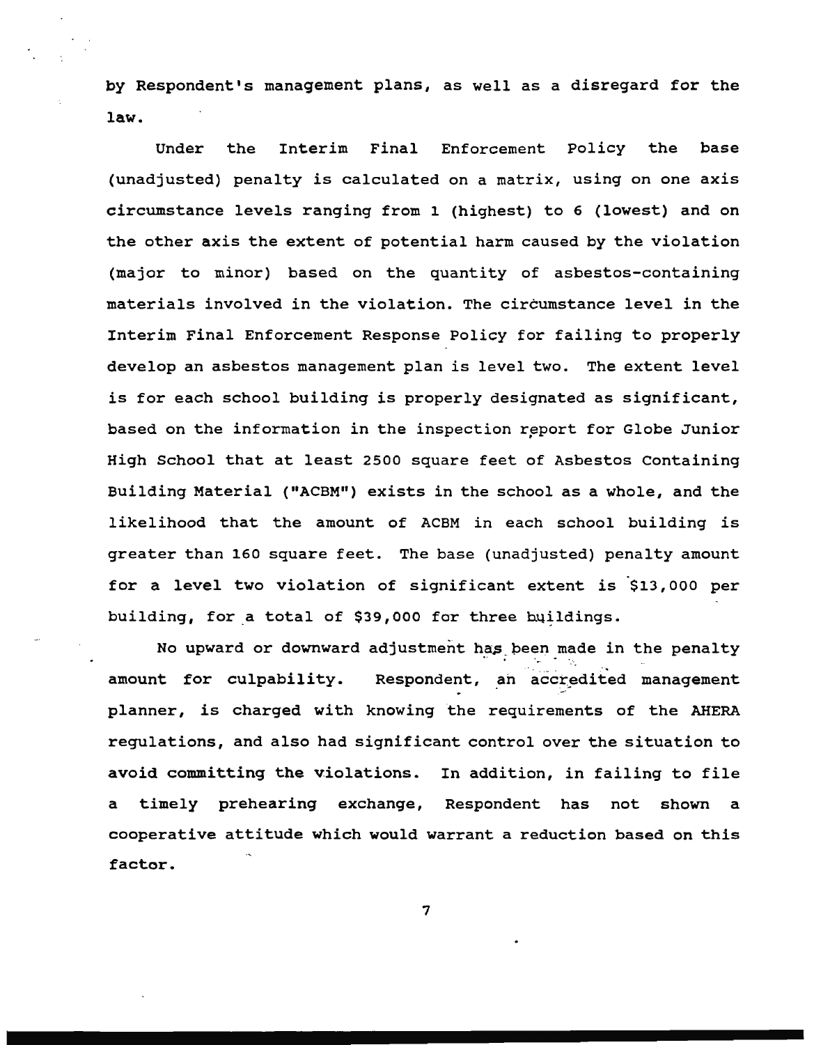by Respondent's management plans, as well as a disregard for the law.

Under the Interim Final Enforcement Policy the base (unadjusted) penalty is calculated on a matrix, using on one axis circumstance levels ranging from 1 (highest) to 6 (lowest) and on the other axis the extent of potential harm caused by the violation (major to minor) based on the quantity of asbestos-containing materials involved in the violation. The circumstance level in the Interim Final Enforcement Response Policy for failing to properly develop an asbestos management plan is level two. The extent level is for each school building is properly designated as significant, based on the information in the inspection report for Globe Junior High School that at least 2500 square feet of Asbestos Containing Building Material ("ACBM") exists in the school as a whole, and the likelihood that the amount of ACBM in each school building is greater than 160 square feet. The base (unadjusted) penalty amount for a level two violation of significant extent is $13,000 per building, for a total of $39,000 for three buildings.

No upward or downward adjustment has been made in the penalty amount for culpability. Respondent, an accredited management planner, is charged with knowing the requirements of the AHERA regulations, and also had significant control over the situation to avoid committing the violations. In addition, in failing to file a timely prehearing exchange, Respondent has not shown a cooperative attitude which would warrant a reduction based on this factor.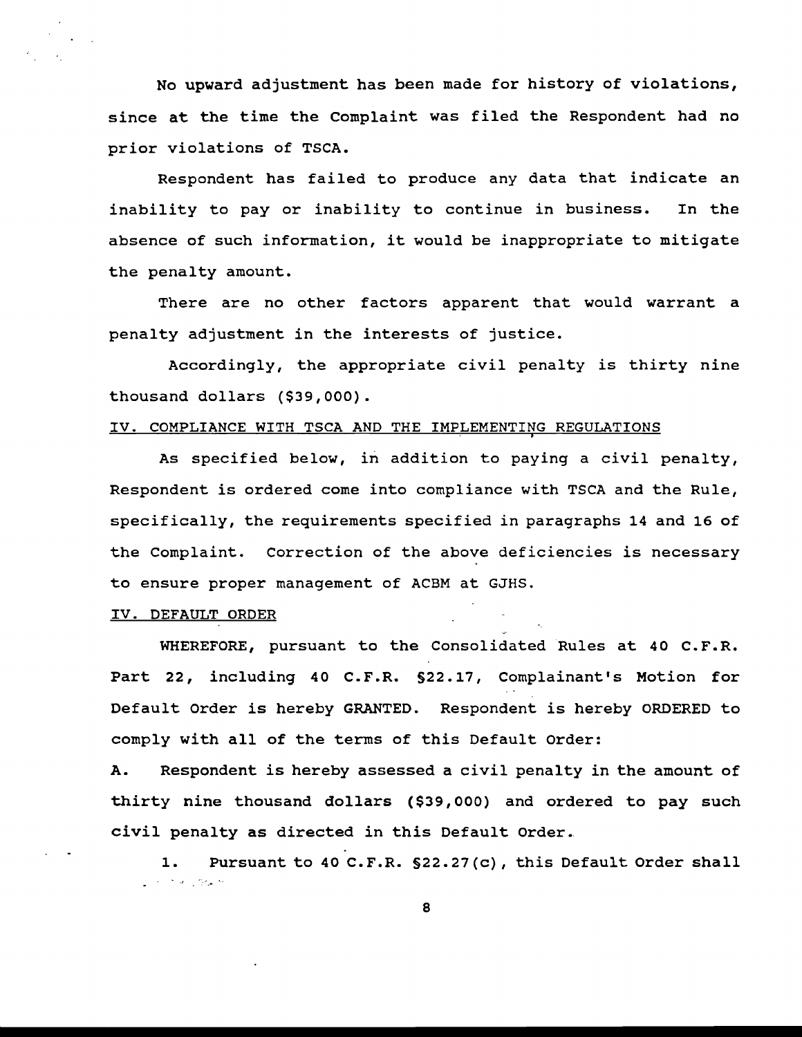No upward adjustment has been made for history of violations, since at the time the Complaint was filed the Respondent had no prior violations of TSCA.

Respondent has failed to produce any data that indicate an inability to pay or inability to continue in business. In the absence of such information, it would be inappropriate to mitigate the penalty amount.

There are no other factors apparent that would warrant a penalty adjustment in the interests of justice.

Accordingly, the appropriate civil penalty is thirty nine thousand dollars ($39,000).

IV. COMPLIANCE WITH TSCA AND THE IMPLEMENTING REGULATIONS

As specified below, in addition to paying a civil penalty, Respondent is ordered come into compliance with TSCA and the Rule, specifically, the requirements specified in paragraphs 14 and 16 of the Complaint. Correction of the above deficiencies is necessary to ensure proper management of ACBM at GJHS.

IV. DEFAULT ORDER

WHEREFORE, pursuant to the Consolidated Rules at 40 C.F.R. Part 22, including 40 C.F.R. §22.17, Complainant's Motion for Default Order is hereby GRANTED. Respondent is hereby ORDERED to comply with all of the terms of this Default Order:

A. Respondent is hereby assessed a civil penalty in the amount of thirty nine thousand dollars ($39,000) and ordered to pay such civil penalty as directed in this Default Order.

1. Pursuant to 40 C.F.R. §22.27(c), this Default Order shall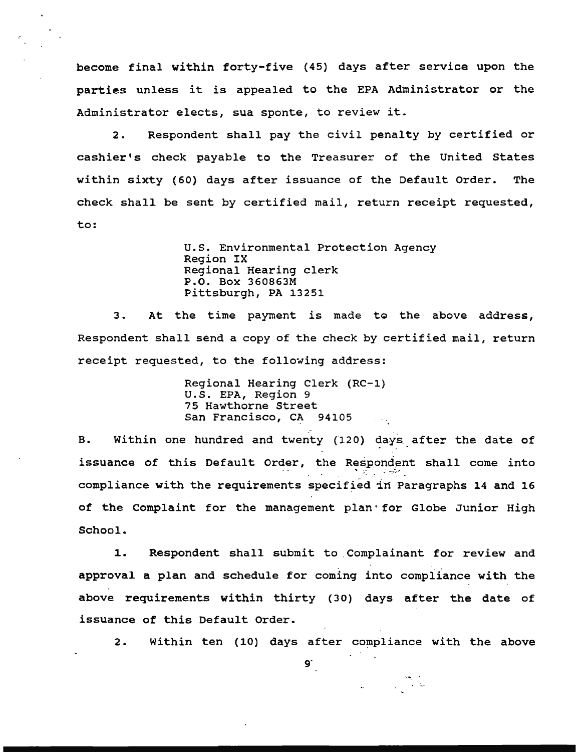become final within forty-five (45) days after service upon the parties unless it is appealed to the EPA Administrator or the Administrator elects, sua sponte, to review it.

2. Respondent shall pay the civil penalty by certified or cashier's check payable to the Treasurer of the United States within sixty (60) days after issuance of the Default Order. The check shall be sent by certified mail, return receipt requested, to:

> U.S. Environmental Protection Agency
> Region IX
> Regional Hearing clerk
> P.O. Box 360863M
> Pittsburgh, PA 13251

3. At the time payment is made to the above address, Respondent shall send a copy of the check by certified mail, return receipt requested, to the following address:

> Regional Hearing Clerk (RC-1)
> U.S. EPA, Region 9
> 75 Hawthorne Street
> San Francisco, CA 94105

B. Within one hundred and twenty (120) days after the date of issuance of this Default Order, the Respondent shall come into compliance with the requirements specified in Paragraphs 14 and 16 of the Complaint for the management plan for Globe Junior High School.

1. Respondent shall submit to Complainant for review and approval a plan and schedule for coming into compliance with the above requirements within thirty (30) days after the date of issuance of this Default Order.

2. Within ten (10) days after compliance with the above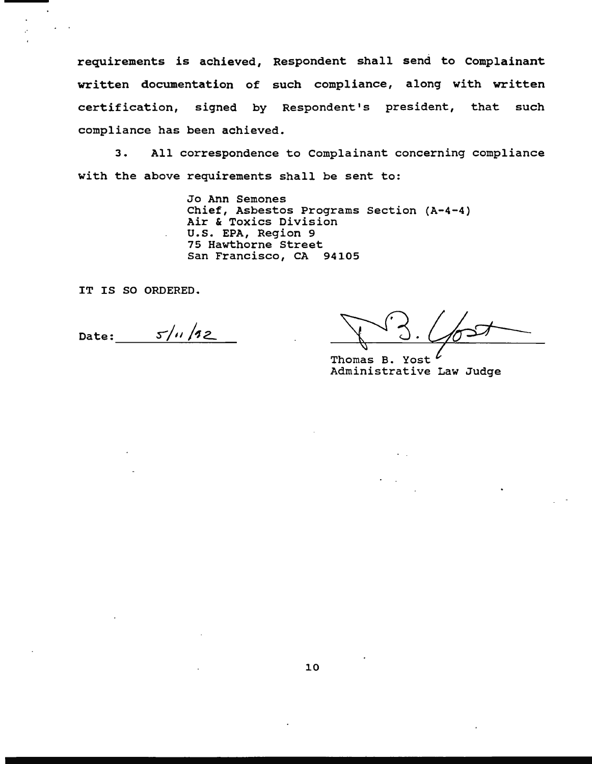requirements is achieved, Respondent shall send to Complainant written documentation of such compliance, along with written certification, signed by Respondent's president, that such compliance has been achieved.

3. All correspondence to Complainant concerning compliance with the above requirements shall be sent to:

Jo Ann Semones
Chief, Asbestos Programs Section (A-4-4)
Air & Toxics Division
U.S. EPA, Region 9
75 Hawthorne Street
San Francisco, CA 94105

IT IS SO ORDERED.

Date: 5/11/92

Thomas B. Yost
Administrative Law Judge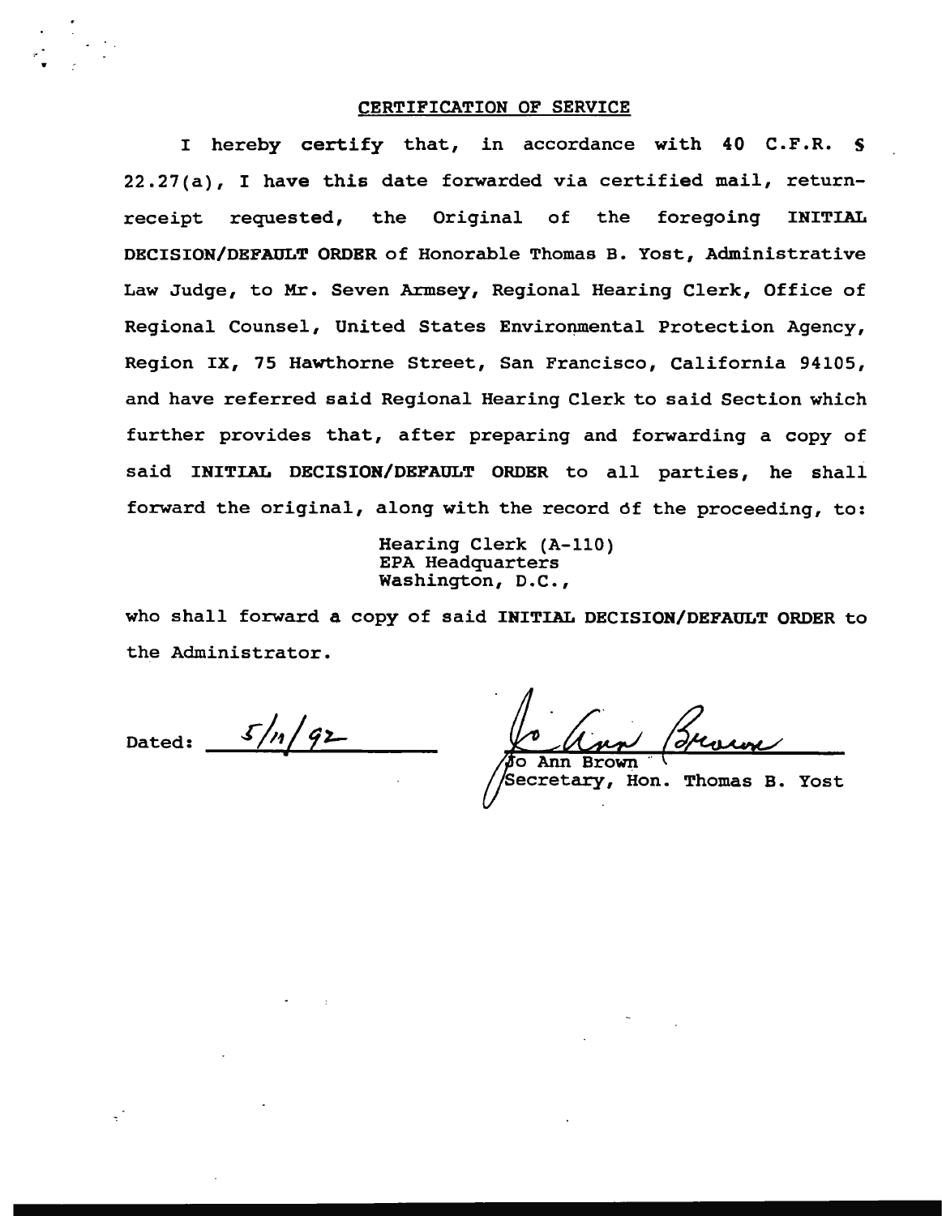## CERTIFICATION OF SERVICE

I hereby certify that, in accordance with 40 C.F.R. § 22.27(a), I have this date forwarded via certified mail, return-receipt requested, the Original of the foregoing **INITIAL DECISION/DEFAULT ORDER** of Honorable Thomas B. Yost, Administrative Law Judge, to Mr. Seven Armsey, Regional Hearing Clerk, Office of Regional Counsel, United States Environmental Protection Agency, Region IX, 75 Hawthorne Street, San Francisco, California 94105, and have referred said Regional Hearing Clerk to said Section which further provides that, after preparing and forwarding a copy of said **INITIAL DECISION/DEFAULT ORDER** to all parties, he shall forward the original, along with the record of the proceeding, to:

Hearing Clerk (A-110)
EPA Headquarters
Washington, D.C.,

who shall forward a copy of said **INITIAL DECISION/DEFAULT ORDER** to the Administrator.

Dated: 5/11/92

Jo Ann Brown
Secretary, Hon. Thomas B. Yost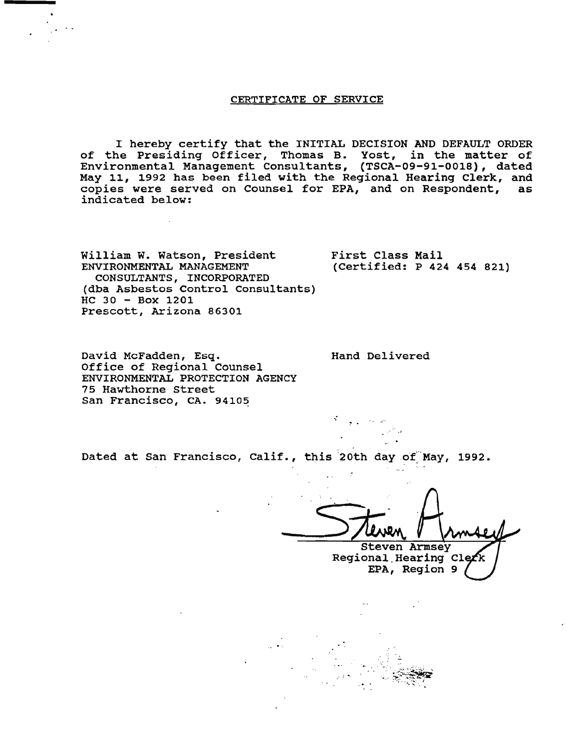## CERTIFICATE OF SERVICE

I hereby certify that the INITIAL DECISION AND DEFAULT ORDER of the Presiding Officer, Thomas B. Yost, in the matter of Environmental Management Consultants, (TSCA-09-91-0018), dated May 11, 1992 has been filed with the Regional Hearing Clerk, and copies were served on Counsel for EPA, and on Respondent, as indicated below:

William W. Watson, President
ENVIRONMENTAL MANAGEMENT
CONSULTANTS, INCORPORATED
(dba Asbestos Control Consultants)
HC 30 - Box 1201
Prescott, Arizona 86301

First Class Mail
(Certified: P 424 454 821)

David McFadden, Esq.
Office of Regional Counsel
ENVIRONMENTAL PROTECTION AGENCY
75 Hawthorne Street
San Francisco, CA. 94105

Hand Delivered

Dated at San Francisco, Calif., this 20th day of May, 1992.

Steven Armsey
Regional Hearing Clerk
EPA, Region 9